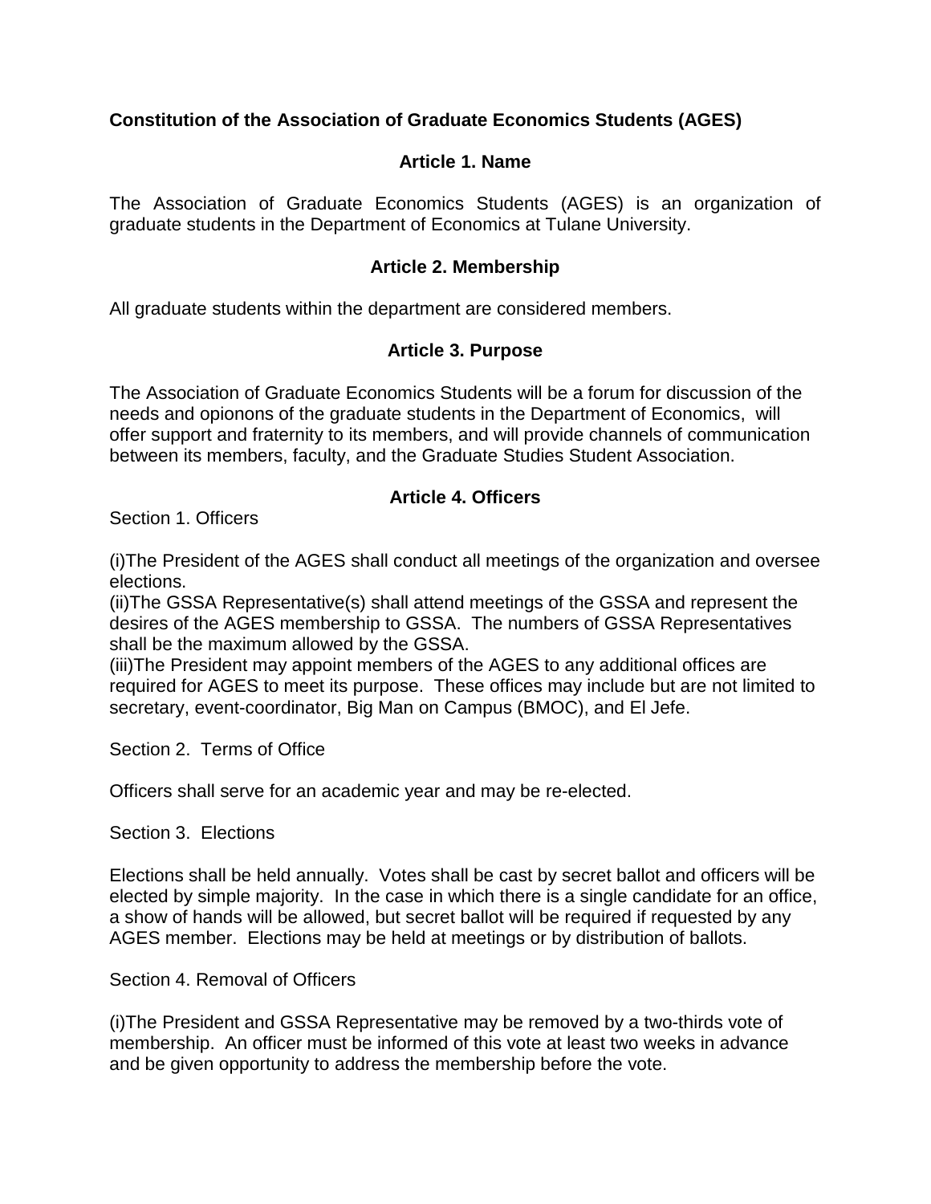# Constitution of the Association of Graduate Economics Students (AGES)

## Article 1. Name

The Association of Graduate Economics Students (AGES) is an organization of graduate students in the Department of Economics at Tulane University.

## Article 2. Membership

All graduate students within the department are considered members.

## Article 3. Purpose

The Association of Graduate Economics Students will be a forum for discussion of the needs and opionons of the graduate students in the Department of Economics, will offer support and fraternity to its members, and will provide channels of communication between its members, faculty, and the Graduate Studies Student Association.

## Article 4. Officers

Section 1. Officers

(i)The President of the AGES shall conduct all meetings of the organization and oversee elections.
(ii)The GSSA Representative(s) shall attend meetings of the GSSA and represent the desires of the AGES membership to GSSA. The numbers of GSSA Representatives shall be the maximum allowed by the GSSA.
(iii)The President may appoint members of the AGES to any additional offices are required for AGES to meet its purpose. These offices may include but are not limited to secretary, event-coordinator, Big Man on Campus (BMOC), and El Jefe.

Section 2. Terms of Office

Officers shall serve for an academic year and may be re-elected.

Section 3. Elections

Elections shall be held annually. Votes shall be cast by secret ballot and officers will be elected by simple majority. In the case in which there is a single candidate for an office, a show of hands will be allowed, but secret ballot will be required if requested by any AGES member. Elections may be held at meetings or by distribution of ballots.

Section 4. Removal of Officers

(i)The President and GSSA Representative may be removed by a two-thirds vote of membership. An officer must be informed of this vote at least two weeks in advance and be given opportunity to address the membership before the vote.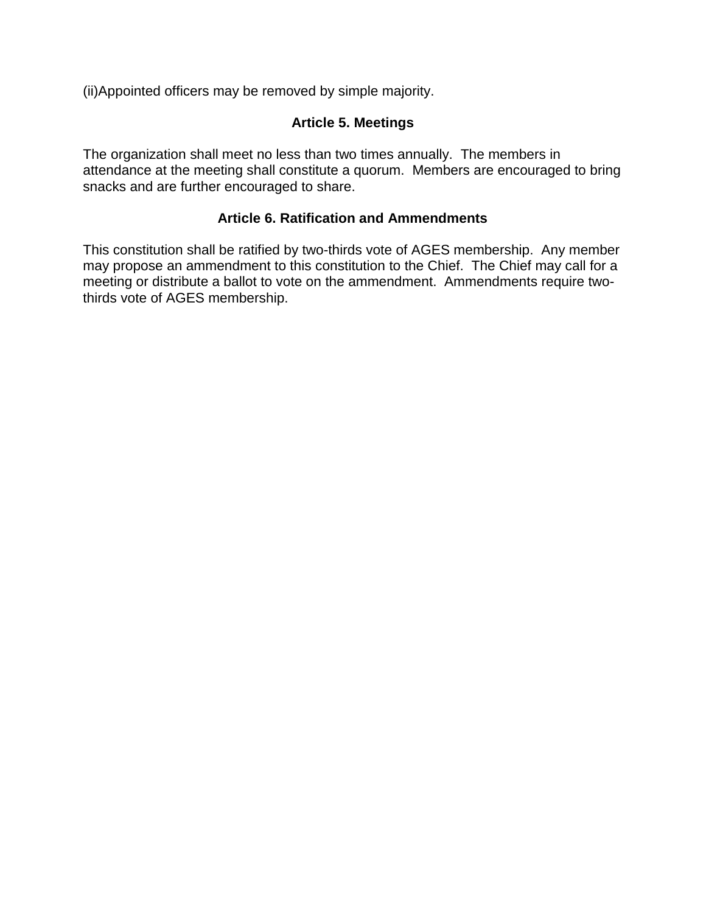(ii)Appointed officers may be removed by simple majority.

## Article 5. Meetings

The organization shall meet no less than two times annually. The members in attendance at the meeting shall constitute a quorum. Members are encouraged to bring snacks and are further encouraged to share.

## Article 6. Ratification and Ammendments

This constitution shall be ratified by two-thirds vote of AGES membership. Any member may propose an ammendment to this constitution to the Chief. The Chief may call for a meeting or distribute a ballot to vote on the ammendment. Ammendments require two-thirds vote of AGES membership.